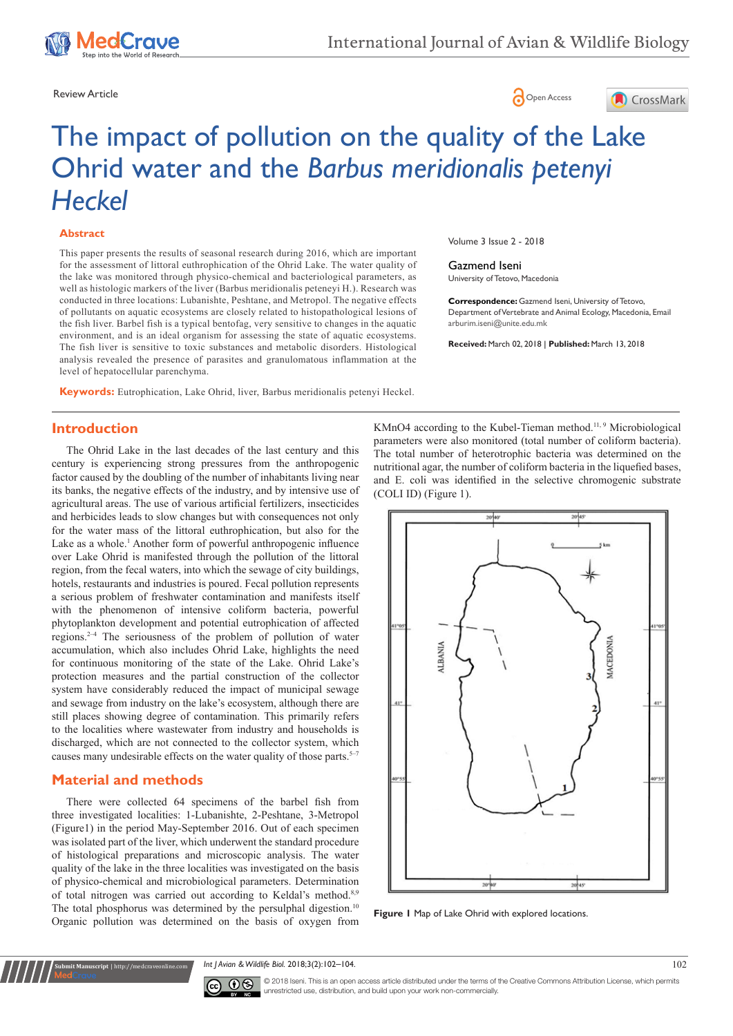Review Article

# The impact of pollution on the quality of the Lake Ohrid water and the *Barbus meridionalis petenyi Heckel*

## Abstract

This paper presents the results of seasonal research during 2016, which are important for the assessment of littoral euthrophication of the Ohrid Lake. The water quality of the lake was monitored through physico-chemical and bacteriological parameters, as well as histologic markers of the liver (Barbus meridionalis peteneyi H.). Research was conducted in three locations: Lubanishte, Peshtane, and Metropol. The negative effects of pollutants on aquatic ecosystems are closely related to histopathological lesions of the fish liver. Barbel fish is a typical bentofag, very sensitive to changes in the aquatic environment, and is an ideal organism for assessing the state of aquatic ecosystems. The fish liver is sensitive to toxic substances and metabolic disorders. Histological analysis revealed the presence of parasites and granulomatous inflammation at the level of hepatocellular parenchyma.

**Keywords:** Eutrophication, Lake Ohrid, liver, Barbus meridionalis petenyi Heckel.

Volume 3 Issue 2 - 2018

Gazmend Iseni
University of Tetovo, Macedonia

**Correspondence:** Gazmend Iseni, University of Tetovo, Department of Vertebrate and Animal Ecology, Macedonia, Email arburim.iseni@unite.edu.mk

**Received:** March 02, 2018 | **Published:** March 13, 2018

## Introduction

The Ohrid Lake in the last decades of the last century and this century is experiencing strong pressures from the anthropogenic factor caused by the doubling of the number of inhabitants living near its banks, the negative effects of the industry, and by intensive use of agricultural areas. The use of various artificial fertilizers, insecticides and herbicides leads to slow changes but with consequences not only for the water mass of the littoral euthrophication, but also for the Lake as a whole.[1] Another form of powerful anthropogenic influence over Lake Ohrid is manifested through the pollution of the littoral region, from the fecal waters, into which the sewage of city buildings, hotels, restaurants and industries is poured. Fecal pollution represents a serious problem of freshwater contamination and manifests itself with the phenomenon of intensive coliform bacteria, powerful phytoplankton development and potential eutrophication of affected regions.[2–4] The seriousness of the problem of pollution of water accumulation, which also includes Ohrid Lake, highlights the need for continuous monitoring of the state of the Lake. Ohrid Lake's protection measures and the partial construction of the collector system have considerably reduced the impact of municipal sewage and sewage from industry on the lake's ecosystem, although there are still places showing degree of contamination. This primarily refers to the localities where wastewater from industry and households is discharged, which are not connected to the collector system, which causes many undesirable effects on the water quality of those parts.[5–7]

## Material and methods

There were collected 64 specimens of the barbel fish from three investigated localities: 1-Lubanishte, 2-Peshtane, 3-Metropol (Figure1) in the period May-September 2016. Out of each specimen was isolated part of the liver, which underwent the standard procedure of histological preparations and microscopic analysis. The water quality of the lake in the three localities was investigated on the basis of physico-chemical and microbiological parameters. Determination of total nitrogen was carried out according to Keldal's method.[8,9] The total phosphorus was determined by the persulphal digestion.[10] Organic pollution was determined on the basis of oxygen from $KMnO_4$ according to the Kubel-Tieman method.[11,9] Microbiological parameters were also monitored (total number of coliform bacteria). The total number of heterotrophic bacteria was determined on the nutritional agar, the number of coliform bacteria in the liquefied bases, and E. coli was identified in the selective chromogenic substrate (COLI ID) (Figure 1).

**Figure 1** Map of Lake Ohrid with explored locations.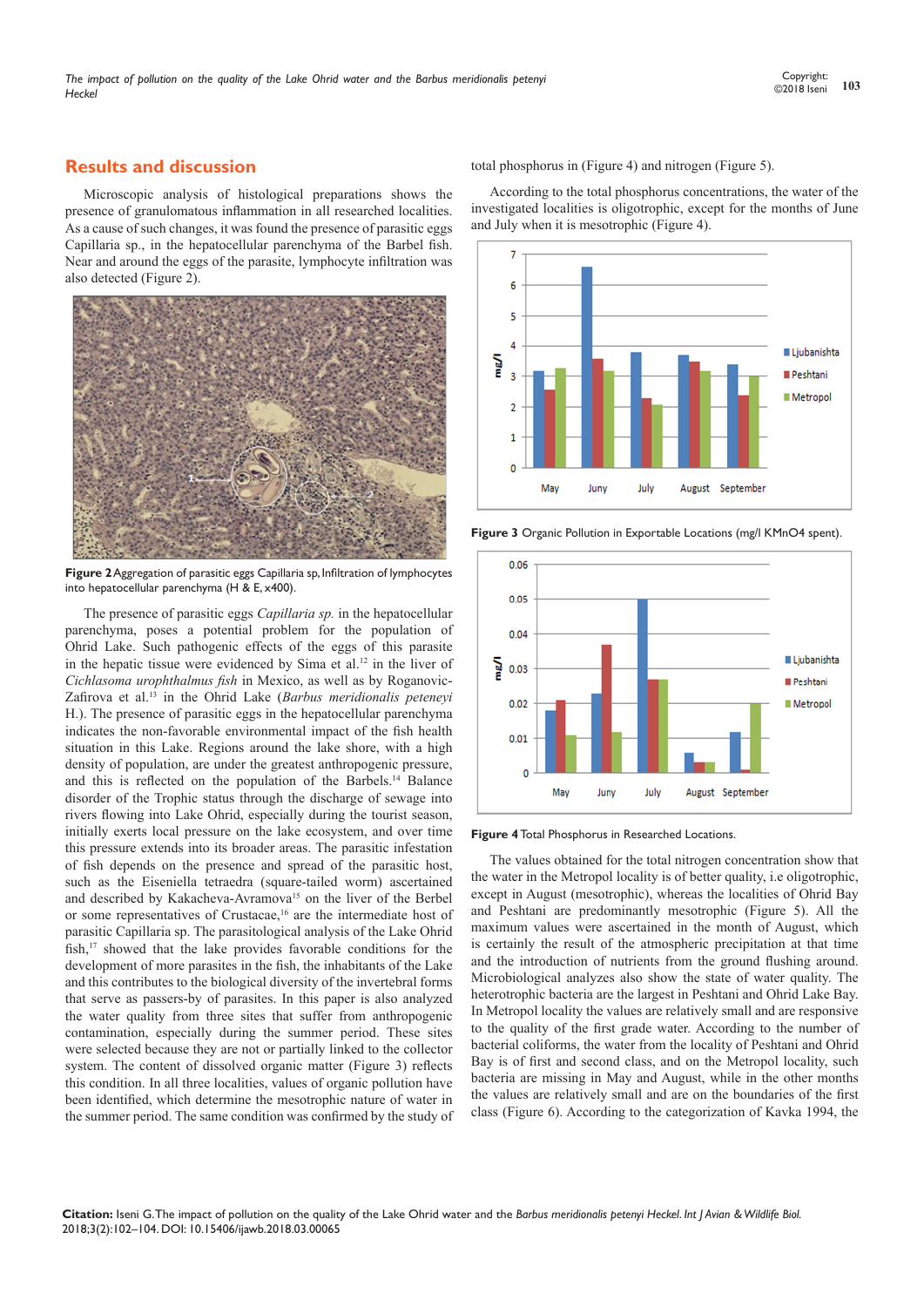## Results and discussion

Microscopic analysis of histological preparations shows the presence of granulomatous inflammation in all researched localities. As a cause of such changes, it was found the presence of parasitic eggs Capillaria sp., in the hepatocellular parenchyma of the Barbel fish. Near and around the eggs of the parasite, lymphocyte infiltration was also detected (Figure 2).

**Figure 2** Aggregation of parasitic eggs Capillaria sp, Infiltration of lymphocytes into hepatocellular parenchyma (H & E, x400).

The presence of parasitic eggs *Capillaria sp.* in the hepatocellular parenchyma, poses a potential problem for the population of Ohrid Lake. Such pathogenic effects of the eggs of this parasite in the hepatic tissue were evidenced by Sima et al.[12] in the liver of *Cichlasoma urophthalmus fish* in Mexico, as well as by Roganovic-Zafirova et al.[13] in the Ohrid Lake (*Barbus meridionalis peteneyi* H.). The presence of parasitic eggs in the hepatocellular parenchyma indicates the non-favorable environmental impact of the fish health situation in this Lake. Regions around the lake shore, with a high density of population, are under the greatest anthropogenic pressure, and this is reflected on the population of the Barbels.[14] Balance disorder of the Trophic status through the discharge of sewage into rivers flowing into Lake Ohrid, especially during the tourist season, initially exerts local pressure on the lake ecosystem, and over time this pressure extends into its broader areas. The parasitic infestation of fish depends on the presence and spread of the parasitic host, such as the Eiseniella tetraedra (square-tailed worm) ascertained and described by Kakacheva-Avramova[15] on the liver of the Berbel or some representatives of Crustacae,[16] are the intermediate host of parasitic Capillaria sp. The parasitological analysis of the Lake Ohrid fish,[17] showed that the lake provides favorable conditions for the development of more parasites in the fish, the inhabitants of the Lake and this contributes to the biological diversity of the invertebral forms that serve as passers-by of parasites. In this paper is also analyzed the water quality from three sites that suffer from anthropogenic contamination, especially during the summer period. These sites were selected because they are not or partially linked to the collector system. The content of dissolved organic matter (Figure 3) reflects this condition. In all three localities, values of organic pollution have been identified, which determine the mesotrophic nature of water in the summer period. The same condition was confirmed by the study of total phosphorus in (Figure 4) and nitrogen (Figure 5).

According to the total phosphorus concentrations, the water of the investigated localities is oligotrophic, except for the months of June and July when it is mesotrophic (Figure 4).

**Figure 3** Organic Pollution in Exportable Locations (mg/l KMnO4 spent).

**Figure 4** Total Phosphorus in Researched Locations.

The values obtained for the total nitrogen concentration show that the water in the Metropol locality is of better quality, i.e oligotrophic, except in August (mesotrophic), whereas the localities of Ohrid Bay and Peshtani are predominantly mesotrophic (Figure 5). All the maximum values were ascertained in the month of August, which is certainly the result of the atmospheric precipitation at that time and the introduction of nutrients from the ground flushing around. Microbiological analyzes also show the state of water quality. The heterotrophic bacteria are the largest in Peshtani and Ohrid Lake Bay. In Metropol locality the values are relatively small and are responsive to the quality of the first grade water. According to the number of bacterial coliforms, the water from the locality of Peshtani and Ohrid Bay is of first and second class, and on the Metropol locality, such bacteria are missing in May and August, while in the other months the values are relatively small and are on the boundaries of the first class (Figure 6). According to the categorization of Kavka 1994, the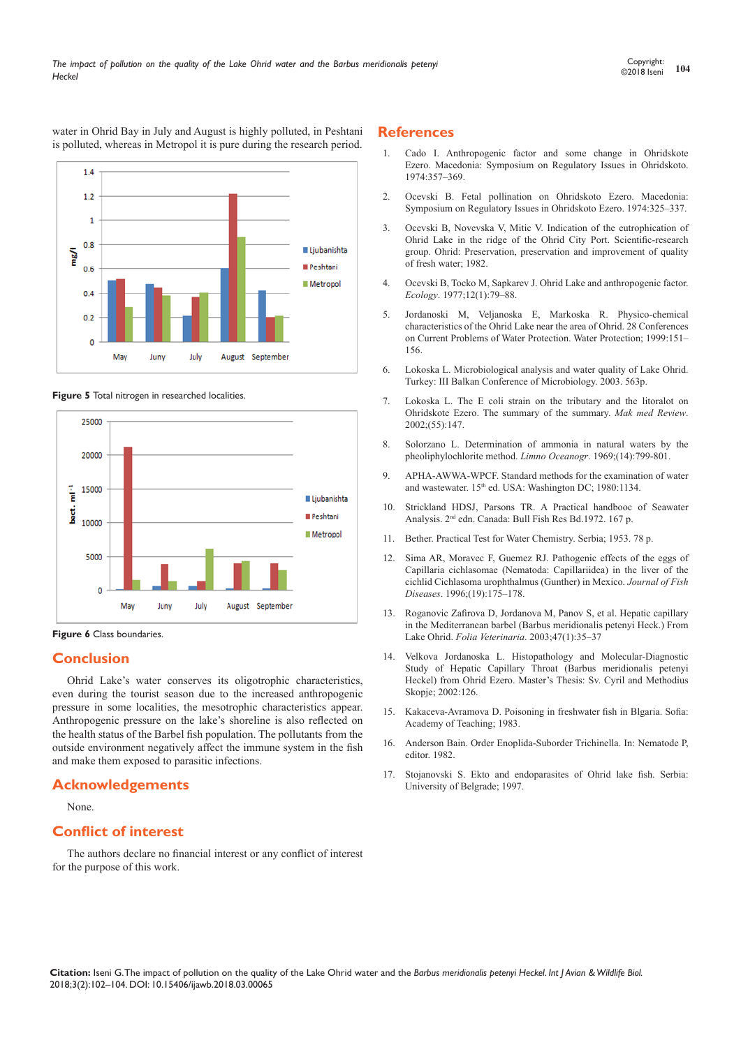water in Ohrid Bay in July and August is highly polluted, in Peshtani is polluted, whereas in Metropol it is pure during the research period.

1.4
1.2
1
0.8
0.6
0.4
0.2
0
mg/l
May Juny July August September
Ljubanishta
Peshtani
Metropol

**Figure 5** Total nitrogen in researched localities.

25000
20000
15000
10000
5000
0
bact. ml⁻¹
May Juny July August September
Ljubanishta
Peshtani
Metropol

**Figure 6** Class boundaries.

## Conclusion

Ohrid Lake's water conserves its oligotrophic characteristics, even during the tourist season due to the increased anthropogenic pressure in some localities, the mesotrophic characteristics appear. Anthropogenic pressure on the lake's shoreline is also reflected on the health status of the Barbel fish population. The pollutants from the outside environment negatively affect the immune system in the fish and make them exposed to parasitic infections.

## Acknowledgements

None.

## Conflict of interest

The authors declare no financial interest or any conflict of interest for the purpose of this work.

## References

1. Cado I. Anthropogenic factor and some change in Ohridskote Ezero. Macedonia: Symposium on Regulatory Issues in Ohridskoto. 1974:357–369.
2. Ocevski B. Fetal pollination on Ohridskoto Ezero. Macedonia: Symposium on Regulatory Issues in Ohridskoto Ezero. 1974:325–337.
3. Ocevski B, Novevska V, Mitic V. Indication of the eutrophication of Ohrid Lake in the ridge of the Ohrid City Port. Scientific-research group. Ohrid: Preservation, preservation and improvement of quality of fresh water; 1982.
4. Ocevski B, Tocko M, Sapkarev J. Ohrid Lake and anthropogenic factor. *Ecology*. 1977;12(1):79–88.
5. Jordanoski M, Veljanoska E, Markoska R. Physico-chemical characteristics of the Ohrid Lake near the area of Ohrid. 28 Conferences on Current Problems of Water Protection. Water Protection; 1999:151–156.
6. Lokoska L. Microbiological analysis and water quality of Lake Ohrid. Turkey: III Balkan Conference of Microbiology. 2003. 563p.
7. Lokoska L. The E coli strain on the tributary and the litoralot on Ohridskote Ezero. The summary of the summary. *Mak med Review*. 2002;(55):147.
8. Solorzano L. Determination of ammonia in natural waters by the pheoliphylochlorite method. *Limno Oceanogr*. 1969;(14):799-801.
9. APHA-AWWA-WPCF. Standard methods for the examination of water and wastewater. 15th ed. USA: Washington DC; 1980:1134.
10. Strickland HDSJ, Parsons TR. A Practical handbooc of Seawater Analysis. 2nd edn. Canada: Bull Fish Res Bd.1972. 167 p.
11. Bether. Practical Test for Water Chemistry. Serbia; 1953. 78 p.
12. Sima AR, Moravec F, Guemez RJ. Pathogenic effects of the eggs of Capillaria cichlasomae (Nematoda: Capillariidea) in the liver of the cichlid Cichlasoma urophthalmus (Gunther) in Mexico. *Journal of Fish Diseases*. 1996;(19):175–178.
13. Roganovic Zafirova D, Jordanova M, Panov S, et al. Hepatic capillary in the Mediterranean barbel (Barbus meridionalis petenyi Heck.) From Lake Ohrid. *Folia Veterinaria*. 2003;47(1):35–37
14. Velkova Jordanoska L. Histopathology and Molecular-Diagnostic Study of Hepatic Capillary Throat (Barbus meridionalis petenyi Heckel) from Ohrid Ezero. Master's Thesis: Sv. Cyril and Methodius Skopje; 2002:126.
15. Kakaceva-Avramova D. Poisoning in freshwater fish in Blgaria. Sofia: Academy of Teaching; 1983.
16. Anderson Bain. Order Enoplida-Suborder Trichinella. In: Nematode P, editor. 1982.
17. Stojanovski S. Ekto and endoparasites of Ohrid lake fish. Serbia: University of Belgrade; 1997.